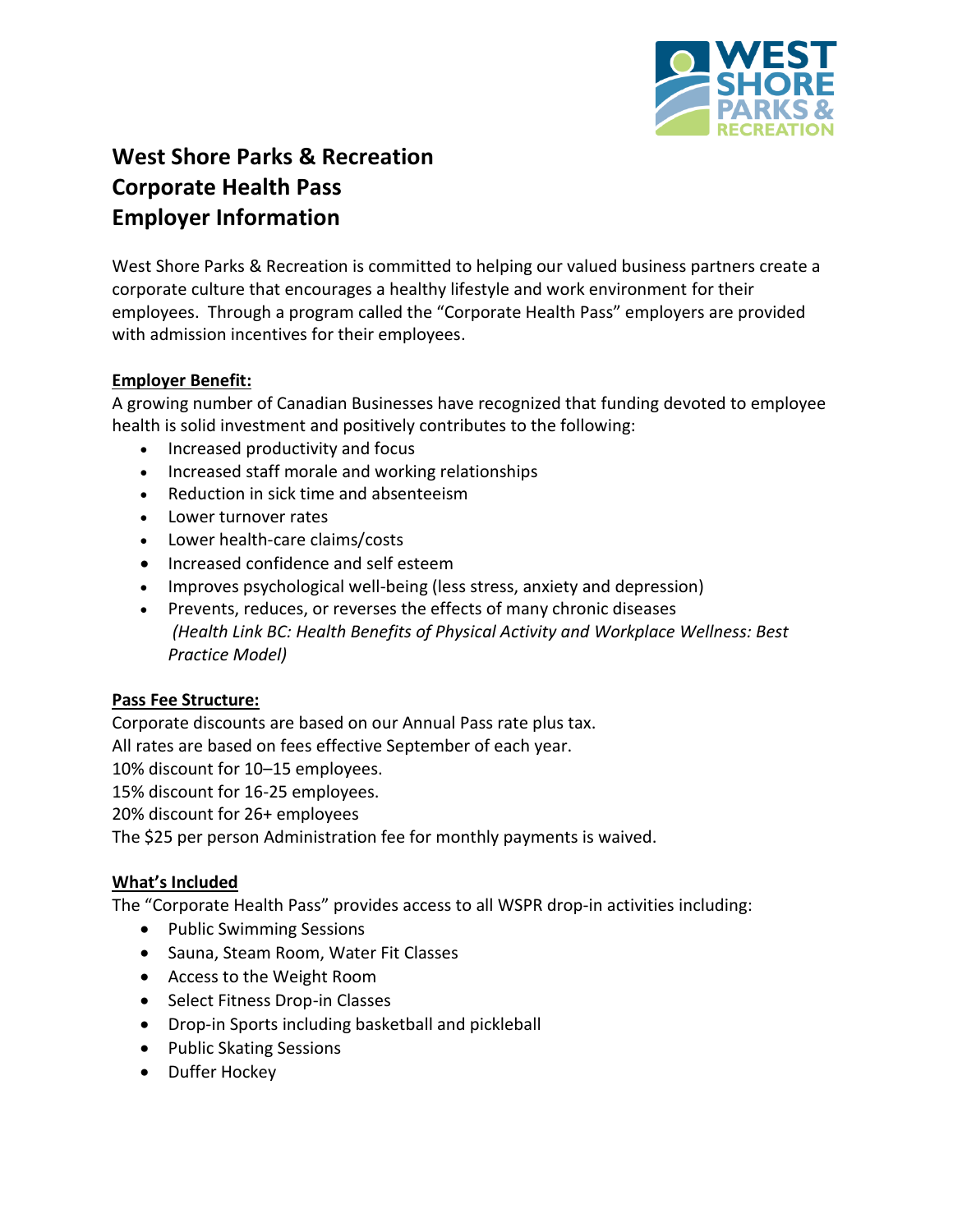# West Shore Parks & Recreation
# Corporate Health Pass
# Employer Information

West Shore Parks & Recreation is committed to helping our valued business partners create a corporate culture that encourages a healthy lifestyle and work environment for their employees. Through a program called the "Corporate Health Pass" employers are provided with admission incentives for their employees.

## Employer Benefit:

A growing number of Canadian Businesses have recognized that funding devoted to employee health is solid investment and positively contributes to the following:

- Increased productivity and focus
- Increased staff morale and working relationships
- Reduction in sick time and absenteeism
- Lower turnover rates
- Lower health-care claims/costs
- Increased confidence and self esteem
- Improves psychological well-being (less stress, anxiety and depression)
- Prevents, reduces, or reverses the effects of many chronic diseases
  *(Health Link BC: Health Benefits of Physical Activity and Workplace Wellness: Best Practice Model)*

## Pass Fee Structure:

Corporate discounts are based on our Annual Pass rate plus tax.
All rates are based on fees effective September of each year.
10% discount for 10–15 employees.
15% discount for 16-25 employees.
20% discount for 26+ employees
The $25 per person Administration fee for monthly payments is waived.

## What's Included

The "Corporate Health Pass" provides access to all WSPR drop-in activities including:

- Public Swimming Sessions
- Sauna, Steam Room, Water Fit Classes
- Access to the Weight Room
- Select Fitness Drop-in Classes
- Drop-in Sports including basketball and pickleball
- Public Skating Sessions
- Duffer Hockey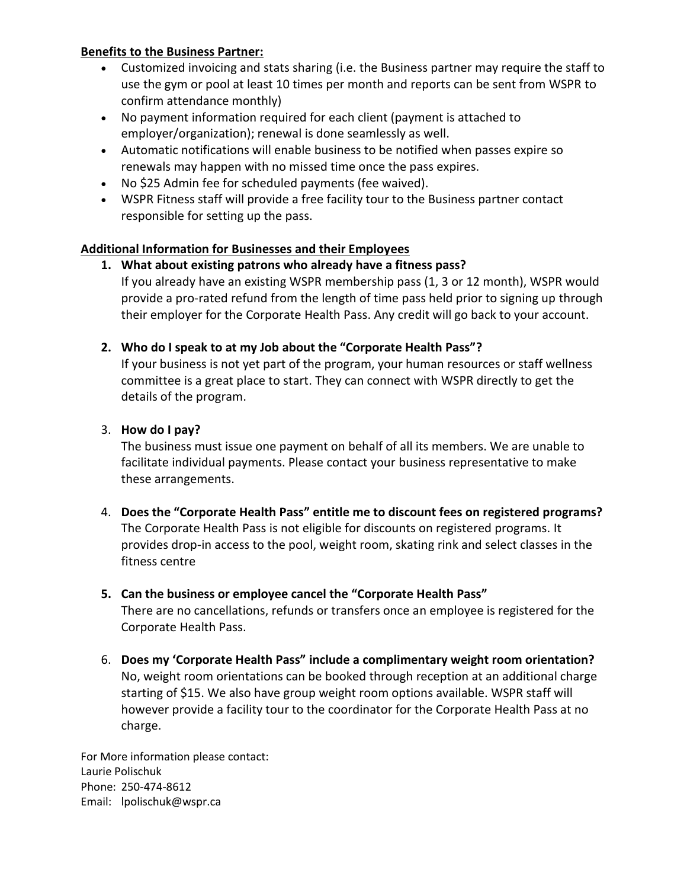**Benefits to the Business Partner:**

- Customized invoicing and stats sharing (i.e. the Business partner may require the staff to use the gym or pool at least 10 times per month and reports can be sent from WSPR to confirm attendance monthly)
- No payment information required for each client (payment is attached to employer/organization); renewal is done seamlessly as well.
- Automatic notifications will enable business to be notified when passes expire so renewals may happen with no missed time once the pass expires.
- No $25 Admin fee for scheduled payments (fee waived).
- WSPR Fitness staff will provide a free facility tour to the Business partner contact responsible for setting up the pass.

**Additional Information for Businesses and their Employees**

1. **What about existing patrons who already have a fitness pass?**
   If you already have an existing WSPR membership pass (1, 3 or 12 month), WSPR would provide a pro-rated refund from the length of time pass held prior to signing up through their employer for the Corporate Health Pass. Any credit will go back to your account.

2. **Who do I speak to at my Job about the "Corporate Health Pass"?**
   If your business is not yet part of the program, your human resources or staff wellness committee is a great place to start. They can connect with WSPR directly to get the details of the program.

3. **How do I pay?**
   The business must issue one payment on behalf of all its members. We are unable to facilitate individual payments. Please contact your business representative to make these arrangements.

4. **Does the "Corporate Health Pass" entitle me to discount fees on registered programs?**
   The Corporate Health Pass is not eligible for discounts on registered programs. It provides drop-in access to the pool, weight room, skating rink and select classes in the fitness centre

5. **Can the business or employee cancel the "Corporate Health Pass"**
   There are no cancellations, refunds or transfers once an employee is registered for the Corporate Health Pass.

6. **Does my 'Corporate Health Pass" include a complimentary weight room orientation?**
   No, weight room orientations can be booked through reception at an additional charge starting of $15. We also have group weight room options available. WSPR staff will however provide a facility tour to the coordinator for the Corporate Health Pass at no charge.

For More information please contact:
Laurie Polischuk
Phone: 250-474-8612
Email: lpolischuk@wspr.ca